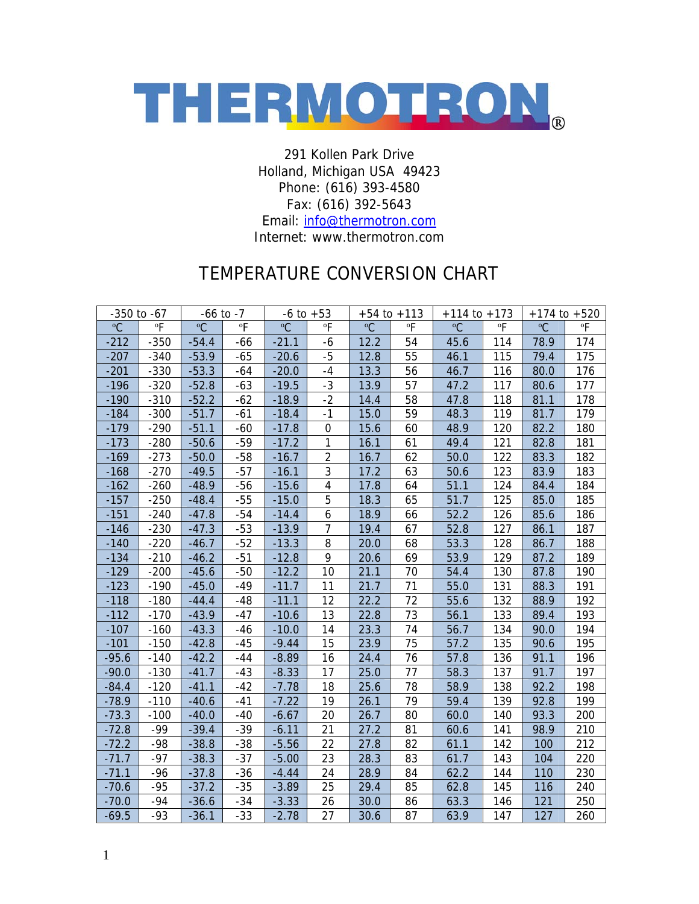# THERMOTRON®

291 Kollen Park Drive
Holland, Michigan USA 49423
Phone: (616) 393-4580
Fax: (616) 392-5643
Email: info@thermotron.com
Internet: www.thermotron.com

## TEMPERATURE CONVERSION CHART

| -350 to -67 | | -66 to -7 | | -6 to +53 | | +54 to +113 | | +114 to +173 | | +174 to +520 | |
|---|---|---|---|---|---|---|---|---|---|---|---|
| ºC | ºF | ºC | ºF | ºC | ºF | ºC | ºF | ºC | ºF | ºC | ºF |
| -212 | -350 | -54.4 | -66 | -21.1 | -6 | 12.2 | 54 | 45.6 | 114 | 78.9 | 174 |
| -207 | -340 | -53.9 | -65 | -20.6 | -5 | 12.8 | 55 | 46.1 | 115 | 79.4 | 175 |
| -201 | -330 | -53.3 | -64 | -20.0 | -4 | 13.3 | 56 | 46.7 | 116 | 80.0 | 176 |
| -196 | -320 | -52.8 | -63 | -19.5 | -3 | 13.9 | 57 | 47.2 | 117 | 80.6 | 177 |
| -190 | -310 | -52.2 | -62 | -18.9 | -2 | 14.4 | 58 | 47.8 | 118 | 81.1 | 178 |
| -184 | -300 | -51.7 | -61 | -18.4 | -1 | 15.0 | 59 | 48.3 | 119 | 81.7 | 179 |
| -179 | -290 | -51.1 | -60 | -17.8 | 0 | 15.6 | 60 | 48.9 | 120 | 82.2 | 180 |
| -173 | -280 | -50.6 | -59 | -17.2 | 1 | 16.1 | 61 | 49.4 | 121 | 82.8 | 181 |
| -169 | -273 | -50.0 | -58 | -16.7 | 2 | 16.7 | 62 | 50.0 | 122 | 83.3 | 182 |
| -168 | -270 | -49.5 | -57 | -16.1 | 3 | 17.2 | 63 | 50.6 | 123 | 83.9 | 183 |
| -162 | -260 | -48.9 | -56 | -15.6 | 4 | 17.8 | 64 | 51.1 | 124 | 84.4 | 184 |
| -157 | -250 | -48.4 | -55 | -15.0 | 5 | 18.3 | 65 | 51.7 | 125 | 85.0 | 185 |
| -151 | -240 | -47.8 | -54 | -14.4 | 6 | 18.9 | 66 | 52.2 | 126 | 85.6 | 186 |
| -146 | -230 | -47.3 | -53 | -13.9 | 7 | 19.4 | 67 | 52.8 | 127 | 86.1 | 187 |
| -140 | -220 | -46.7 | -52 | -13.3 | 8 | 20.0 | 68 | 53.3 | 128 | 86.7 | 188 |
| -134 | -210 | -46.2 | -51 | -12.8 | 9 | 20.6 | 69 | 53.9 | 129 | 87.2 | 189 |
| -129 | -200 | -45.6 | -50 | -12.2 | 10 | 21.1 | 70 | 54.4 | 130 | 87.8 | 190 |
| -123 | -190 | -45.0 | -49 | -11.7 | 11 | 21.7 | 71 | 55.0 | 131 | 88.3 | 191 |
| -118 | -180 | -44.4 | -48 | -11.1 | 12 | 22.2 | 72 | 55.6 | 132 | 88.9 | 192 |
| -112 | -170 | -43.9 | -47 | -10.6 | 13 | 22.8 | 73 | 56.1 | 133 | 89.4 | 193 |
| -107 | -160 | -43.3 | -46 | -10.0 | 14 | 23.3 | 74 | 56.7 | 134 | 90.0 | 194 |
| -101 | -150 | -42.8 | -45 | -9.44 | 15 | 23.9 | 75 | 57.2 | 135 | 90.6 | 195 |
| -95.6 | -140 | -42.2 | -44 | -8.89 | 16 | 24.4 | 76 | 57.8 | 136 | 91.1 | 196 |
| -90.0 | -130 | -41.7 | -43 | -8.33 | 17 | 25.0 | 77 | 58.3 | 137 | 91.7 | 197 |
| -84.4 | -120 | -41.1 | -42 | -7.78 | 18 | 25.6 | 78 | 58.9 | 138 | 92.2 | 198 |
| -78.9 | -110 | -40.6 | -41 | -7.22 | 19 | 26.1 | 79 | 59.4 | 139 | 92.8 | 199 |
| -73.3 | -100 | -40.0 | -40 | -6.67 | 20 | 26.7 | 80 | 60.0 | 140 | 93.3 | 200 |
| -72.8 | -99 | -39.4 | -39 | -6.11 | 21 | 27.2 | 81 | 60.6 | 141 | 98.9 | 210 |
| -72.2 | -98 | -38.8 | -38 | -5.56 | 22 | 27.8 | 82 | 61.1 | 142 | 100 | 212 |
| -71.7 | -97 | -38.3 | -37 | -5.00 | 23 | 28.3 | 83 | 61.7 | 143 | 104 | 220 |
| -71.1 | -96 | -37.8 | -36 | -4.44 | 24 | 28.9 | 84 | 62.2 | 144 | 110 | 230 |
| -70.6 | -95 | -37.2 | -35 | -3.89 | 25 | 29.4 | 85 | 62.8 | 145 | 116 | 240 |
| -70.0 | -94 | -36.6 | -34 | -3.33 | 26 | 30.0 | 86 | 63.3 | 146 | 121 | 250 |
| -69.5 | -93 | -36.1 | -33 | -2.78 | 27 | 30.6 | 87 | 63.9 | 147 | 127 | 260 |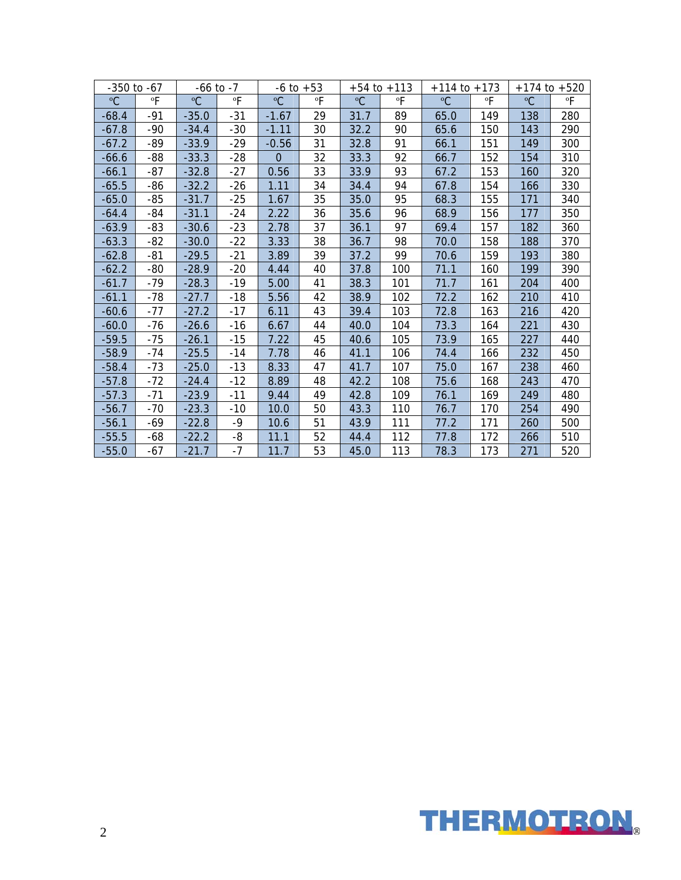| -350 to -67 | | -66 to -7 | | -6 to +53 | | +54 to +113 | | +114 to +173 | | +174 to +520 | |
|---|---|---|---|---|---|---|---|---|---|---|---|
| ºC | ºF | ºC | ºF | ºC | ºF | ºC | ºF | ºC | ºF | ºC | ºF |
| -68.4 | -91 | -35.0 | -31 | -1.67 | 29 | 31.7 | 89 | 65.0 | 149 | 138 | 280 |
| -67.8 | -90 | -34.4 | -30 | -1.11 | 30 | 32.2 | 90 | 65.6 | 150 | 143 | 290 |
| -67.2 | -89 | -33.9 | -29 | -0.56 | 31 | 32.8 | 91 | 66.1 | 151 | 149 | 300 |
| -66.6 | -88 | -33.3 | -28 | 0 | 32 | 33.3 | 92 | 66.7 | 152 | 154 | 310 |
| -66.1 | -87 | -32.8 | -27 | 0.56 | 33 | 33.9 | 93 | 67.2 | 153 | 160 | 320 |
| -65.5 | -86 | -32.2 | -26 | 1.11 | 34 | 34.4 | 94 | 67.8 | 154 | 166 | 330 |
| -65.0 | -85 | -31.7 | -25 | 1.67 | 35 | 35.0 | 95 | 68.3 | 155 | 171 | 340 |
| -64.4 | -84 | -31.1 | -24 | 2.22 | 36 | 35.6 | 96 | 68.9 | 156 | 177 | 350 |
| -63.9 | -83 | -30.6 | -23 | 2.78 | 37 | 36.1 | 97 | 69.4 | 157 | 182 | 360 |
| -63.3 | -82 | -30.0 | -22 | 3.33 | 38 | 36.7 | 98 | 70.0 | 158 | 188 | 370 |
| -62.8 | -81 | -29.5 | -21 | 3.89 | 39 | 37.2 | 99 | 70.6 | 159 | 193 | 380 |
| -62.2 | -80 | -28.9 | -20 | 4.44 | 40 | 37.8 | 100 | 71.1 | 160 | 199 | 390 |
| -61.7 | -79 | -28.3 | -19 | 5.00 | 41 | 38.3 | 101 | 71.7 | 161 | 204 | 400 |
| -61.1 | -78 | -27.7 | -18 | 5.56 | 42 | 38.9 | 102 | 72.2 | 162 | 210 | 410 |
| -60.6 | -77 | -27.2 | -17 | 6.11 | 43 | 39.4 | 103 | 72.8 | 163 | 216 | 420 |
| -60.0 | -76 | -26.6 | -16 | 6.67 | 44 | 40.0 | 104 | 73.3 | 164 | 221 | 430 |
| -59.5 | -75 | -26.1 | -15 | 7.22 | 45 | 40.6 | 105 | 73.9 | 165 | 227 | 440 |
| -58.9 | -74 | -25.5 | -14 | 7.78 | 46 | 41.1 | 106 | 74.4 | 166 | 232 | 450 |
| -58.4 | -73 | -25.0 | -13 | 8.33 | 47 | 41.7 | 107 | 75.0 | 167 | 238 | 460 |
| -57.8 | -72 | -24.4 | -12 | 8.89 | 48 | 42.2 | 108 | 75.6 | 168 | 243 | 470 |
| -57.3 | -71 | -23.9 | -11 | 9.44 | 49 | 42.8 | 109 | 76.1 | 169 | 249 | 480 |
| -56.7 | -70 | -23.3 | -10 | 10.0 | 50 | 43.3 | 110 | 76.7 | 170 | 254 | 490 |
| -56.1 | -69 | -22.8 | -9 | 10.6 | 51 | 43.9 | 111 | 77.2 | 171 | 260 | 500 |
| -55.5 | -68 | -22.2 | -8 | 11.1 | 52 | 44.4 | 112 | 77.8 | 172 | 266 | 510 |
| -55.0 | -67 | -21.7 | -7 | 11.7 | 53 | 45.0 | 113 | 78.3 | 173 | 271 | 520 |

THERMOTRON®